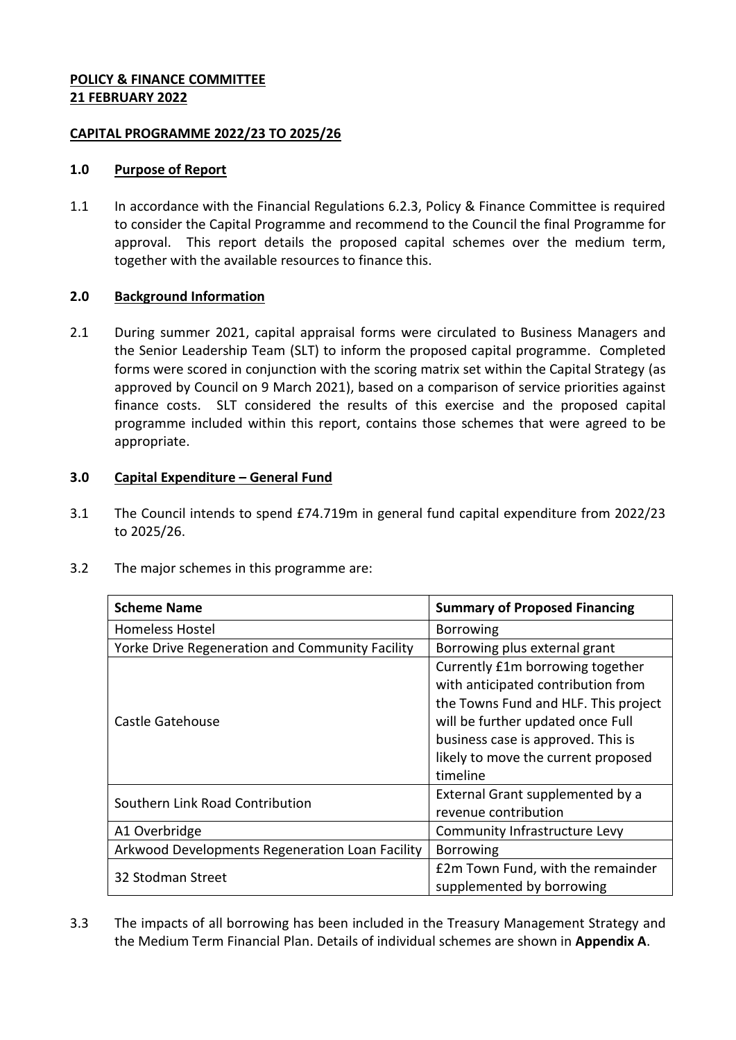**POLICY & FINANCE COMMITTEE**
**21 FEBRUARY 2022**

**CAPITAL PROGRAMME 2022/23 TO 2025/26**

## 1.0 Purpose of Report

1.1 In accordance with the Financial Regulations 6.2.3, Policy & Finance Committee is required to consider the Capital Programme and recommend to the Council the final Programme for approval. This report details the proposed capital schemes over the medium term, together with the available resources to finance this.

## 2.0 Background Information

2.1 During summer 2021, capital appraisal forms were circulated to Business Managers and the Senior Leadership Team (SLT) to inform the proposed capital programme. Completed forms were scored in conjunction with the scoring matrix set within the Capital Strategy (as approved by Council on 9 March 2021), based on a comparison of service priorities against finance costs. SLT considered the results of this exercise and the proposed capital programme included within this report, contains those schemes that were agreed to be appropriate.

## 3.0 Capital Expenditure – General Fund

3.1 The Council intends to spend £74.719m in general fund capital expenditure from 2022/23 to 2025/26.

3.2 The major schemes in this programme are:

| Scheme Name | Summary of Proposed Financing |
|---|---|
| Homeless Hostel | Borrowing |
| Yorke Drive Regeneration and Community Facility | Borrowing plus external grant |
| Castle Gatehouse | Currently £1m borrowing together with anticipated contribution from the Towns Fund and HLF. This project will be further updated once Full business case is approved. This is likely to move the current proposed timeline |
| Southern Link Road Contribution | External Grant supplemented by a revenue contribution |
| A1 Overbridge | Community Infrastructure Levy |
| Arkwood Developments Regeneration Loan Facility | Borrowing |
| 32 Stodman Street | £2m Town Fund, with the remainder supplemented by borrowing |

3.3 The impacts of all borrowing has been included in the Treasury Management Strategy and the Medium Term Financial Plan. Details of individual schemes are shown in **Appendix A**.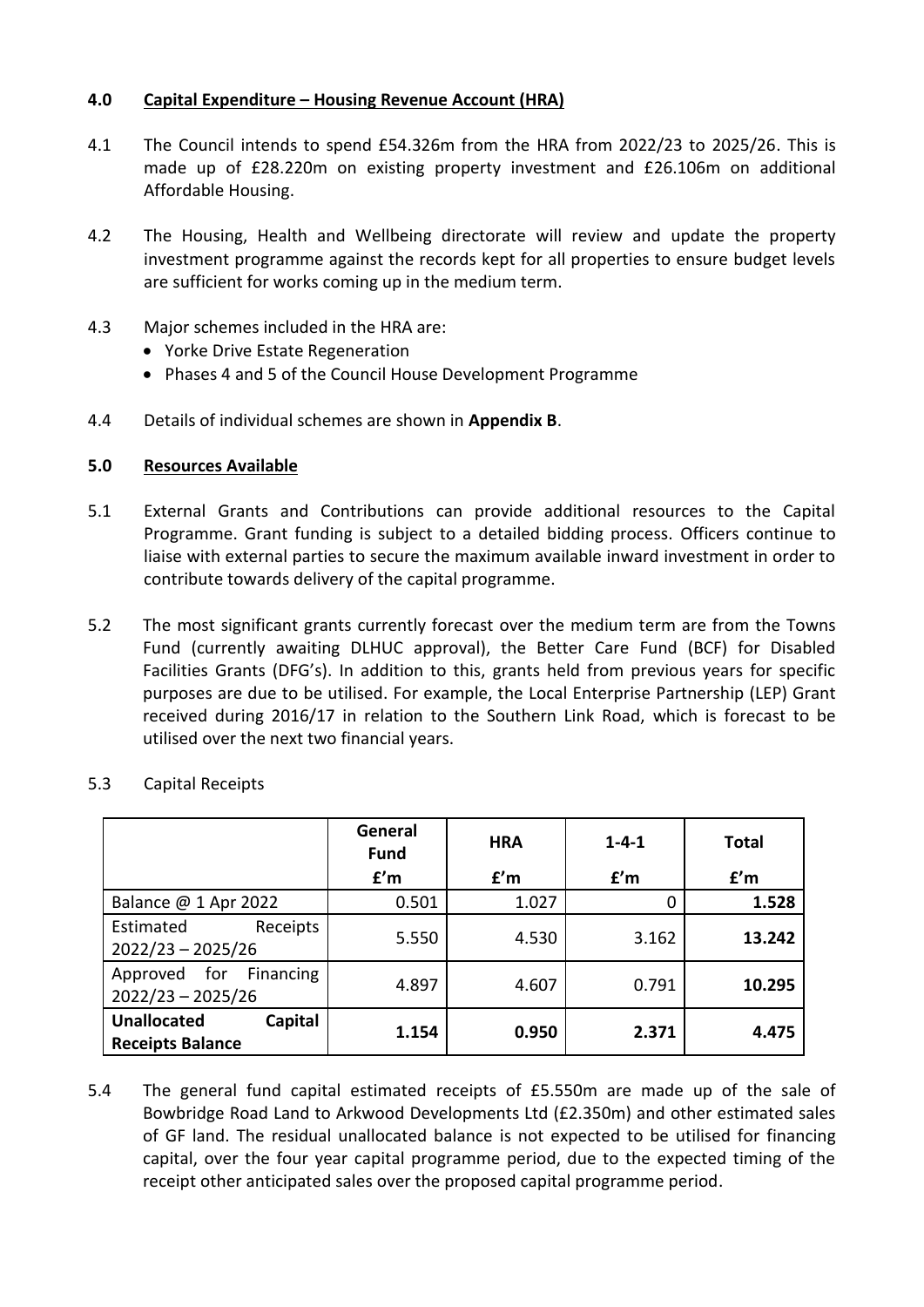## 4.0 Capital Expenditure – Housing Revenue Account (HRA)

4.1 The Council intends to spend £54.326m from the HRA from 2022/23 to 2025/26. This is made up of £28.220m on existing property investment and £26.106m on additional Affordable Housing.

4.2 The Housing, Health and Wellbeing directorate will review and update the property investment programme against the records kept for all properties to ensure budget levels are sufficient for works coming up in the medium term.

4.3 Major schemes included in the HRA are:

- Yorke Drive Estate Regeneration
- Phases 4 and 5 of the Council House Development Programme

4.4 Details of individual schemes are shown in **Appendix B**.

## 5.0 Resources Available

5.1 External Grants and Contributions can provide additional resources to the Capital Programme. Grant funding is subject to a detailed bidding process. Officers continue to liaise with external parties to secure the maximum available inward investment in order to contribute towards delivery of the capital programme.

5.2 The most significant grants currently forecast over the medium term are from the Towns Fund (currently awaiting DLHUC approval), the Better Care Fund (BCF) for Disabled Facilities Grants (DFG's). In addition to this, grants held from previous years for specific purposes are due to be utilised. For example, the Local Enterprise Partnership (LEP) Grant received during 2016/17 in relation to the Southern Link Road, which is forecast to be utilised over the next two financial years.

5.3 Capital Receipts

| | General Fund £'m | HRA £'m | 1-4-1 £'m | Total £'m |
|---|---|---|---|---|
| Balance @ 1 Apr 2022 | 0.501 | 1.027 | 0 | **1.528** |
| Estimated Receipts 2022/23 – 2025/26 | 5.550 | 4.530 | 3.162 | **13.242** |
| Approved for Financing 2022/23 – 2025/26 | 4.897 | 4.607 | 0.791 | **10.295** |
| **Unallocated Capital Receipts Balance** | **1.154** | **0.950** | **2.371** | **4.475** |

5.4 The general fund capital estimated receipts of £5.550m are made up of the sale of Bowbridge Road Land to Arkwood Developments Ltd (£2.350m) and other estimated sales of GF land. The residual unallocated balance is not expected to be utilised for financing capital, over the four year capital programme period, due to the expected timing of the receipt other anticipated sales over the proposed capital programme period.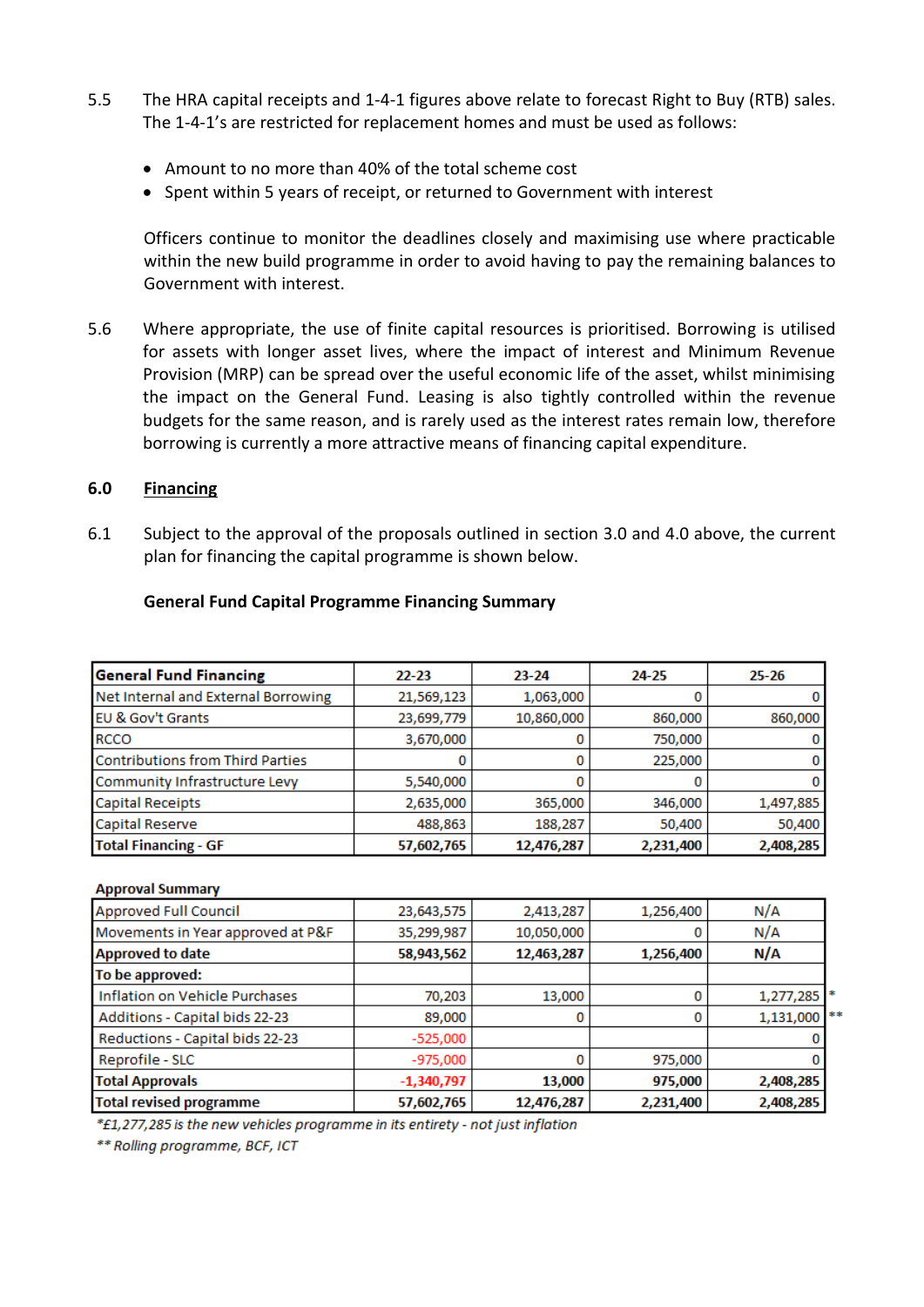5.5 The HRA capital receipts and 1-4-1 figures above relate to forecast Right to Buy (RTB) sales. The 1-4-1's are restricted for replacement homes and must be used as follows:

- Amount to no more than 40% of the total scheme cost
- Spent within 5 years of receipt, or returned to Government with interest

Officers continue to monitor the deadlines closely and maximising use where practicable within the new build programme in order to avoid having to pay the remaining balances to Government with interest.

5.6 Where appropriate, the use of finite capital resources is prioritised. Borrowing is utilised for assets with longer asset lives, where the impact of interest and Minimum Revenue Provision (MRP) can be spread over the useful economic life of the asset, whilst minimising the impact on the General Fund. Leasing is also tightly controlled within the revenue budgets for the same reason, and is rarely used as the interest rates remain low, therefore borrowing is currently a more attractive means of financing capital expenditure.

## 6.0 Financing

6.1 Subject to the approval of the proposals outlined in section 3.0 and 4.0 above, the current plan for financing the capital programme is shown below.

**General Fund Capital Programme Financing Summary**

| **General Fund Financing** | **22-23** | **23-24** | **24-25** | **25-26** |
|---|---|---|---|---|
| Net Internal and External Borrowing | 21,569,123 | 1,063,000 | 0 | 0 |
| EU & Gov't Grants | 23,699,779 | 10,860,000 | 860,000 | 860,000 |
| RCCO | 3,670,000 | 0 | 750,000 | 0 |
| Contributions from Third Parties | 0 | 0 | 225,000 | 0 |
| Community Infrastructure Levy | 5,540,000 | 0 | 0 | 0 |
| Capital Receipts | 2,635,000 | 365,000 | 346,000 | 1,497,885 |
| Capital Reserve | 488,863 | 188,287 | 50,400 | 50,400 |
| **Total Financing - GF** | **57,602,765** | **12,476,287** | **2,231,400** | **2,408,285** |

| **Approval Summary** | | | | | |
|---|---|---|---|---|---|
| Approved Full Council | 23,643,575 | 2,413,287 | 1,256,400 | N/A | |
| Movements in Year approved at P&F | 35,299,987 | 10,050,000 | 0 | N/A | |
| **Approved to date** | **58,943,562** | **12,463,287** | **1,256,400** | **N/A** | |
| **To be approved:** | | | | | |
| Inflation on Vehicle Purchases | 70,203 | 13,000 | 0 | 1,277,285 | * |
| Additions - Capital bids 22-23 | 89,000 | 0 | 0 | 1,131,000 | ** |
| Reductions - Capital bids 22-23 | -525,000 | | | 0 | |
| Reprofile - SLC | -975,000 | 0 | 975,000 | 0 | |
| **Total Approvals** | **-1,340,797** | **13,000** | **975,000** | **2,408,285** | |
| **Total revised programme** | **57,602,765** | **12,476,287** | **2,231,400** | **2,408,285** | |

*\*£1,277,285 is the new vehicles programme in its entirety - not just inflation*

*\*\* Rolling programme, BCF, ICT*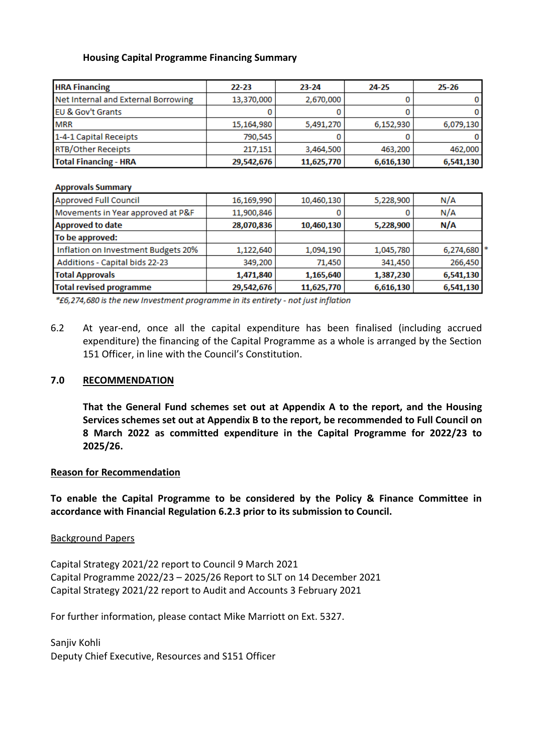**Housing Capital Programme Financing Summary**

| HRA Financing | 22-23 | 23-24 | 24-25 | 25-26 |
|---|---|---|---|---|
| Net Internal and External Borrowing | 13,370,000 | 2,670,000 | 0 | 0 |
| EU & Gov't Grants | 0 | 0 | 0 | 0 |
| MRR | 15,164,980 | 5,491,270 | 6,152,930 | 6,079,130 |
| 1-4-1 Capital Receipts | 790,545 | 0 | 0 | 0 |
| RTB/Other Receipts | 217,151 | 3,464,500 | 463,200 | 462,000 |
| **Total Financing - HRA** | **29,542,676** | **11,625,770** | **6,616,130** | **6,541,130** |

| Approvals Summary | | | | |
|---|---|---|---|---|
| Approved Full Council | 16,169,990 | 10,460,130 | 5,228,900 | N/A |
| Movements in Year approved at P&F | 11,900,846 | 0 | 0 | N/A |
| **Approved to date** | **28,070,836** | **10,460,130** | **5,228,900** | **N/A** |
| **To be approved:** | | | | |
| Inflation on Investment Budgets 20% | 1,122,640 | 1,094,190 | 1,045,780 | 6,274,680 * |
| Additions - Capital bids 22-23 | 349,200 | 71,450 | 341,450 | 266,450 |
| **Total Approvals** | **1,471,840** | **1,165,640** | **1,387,230** | **6,541,130** |
| **Total revised programme** | **29,542,676** | **11,625,770** | **6,616,130** | **6,541,130** |

*\*£6,274,680 is the new Investment programme in its entirety - not just inflation*

6.2 At year-end, once all the capital expenditure has been finalised (including accrued expenditure) the financing of the Capital Programme as a whole is arranged by the Section 151 Officer, in line with the Council's Constitution.

## 7.0 RECOMMENDATION

**That the General Fund schemes set out at Appendix A to the report, and the Housing Services schemes set out at Appendix B to the report, be recommended to Full Council on 8 March 2022 as committed expenditure in the Capital Programme for 2022/23 to 2025/26.**

**Reason for Recommendation**

**To enable the Capital Programme to be considered by the Policy & Finance Committee in accordance with Financial Regulation 6.2.3 prior to its submission to Council.**

Background Papers

Capital Strategy 2021/22 report to Council 9 March 2021
Capital Programme 2022/23 – 2025/26 Report to SLT on 14 December 2021
Capital Strategy 2021/22 report to Audit and Accounts 3 February 2021

For further information, please contact Mike Marriott on Ext. 5327.

Sanjiv Kohli
Deputy Chief Executive, Resources and S151 Officer